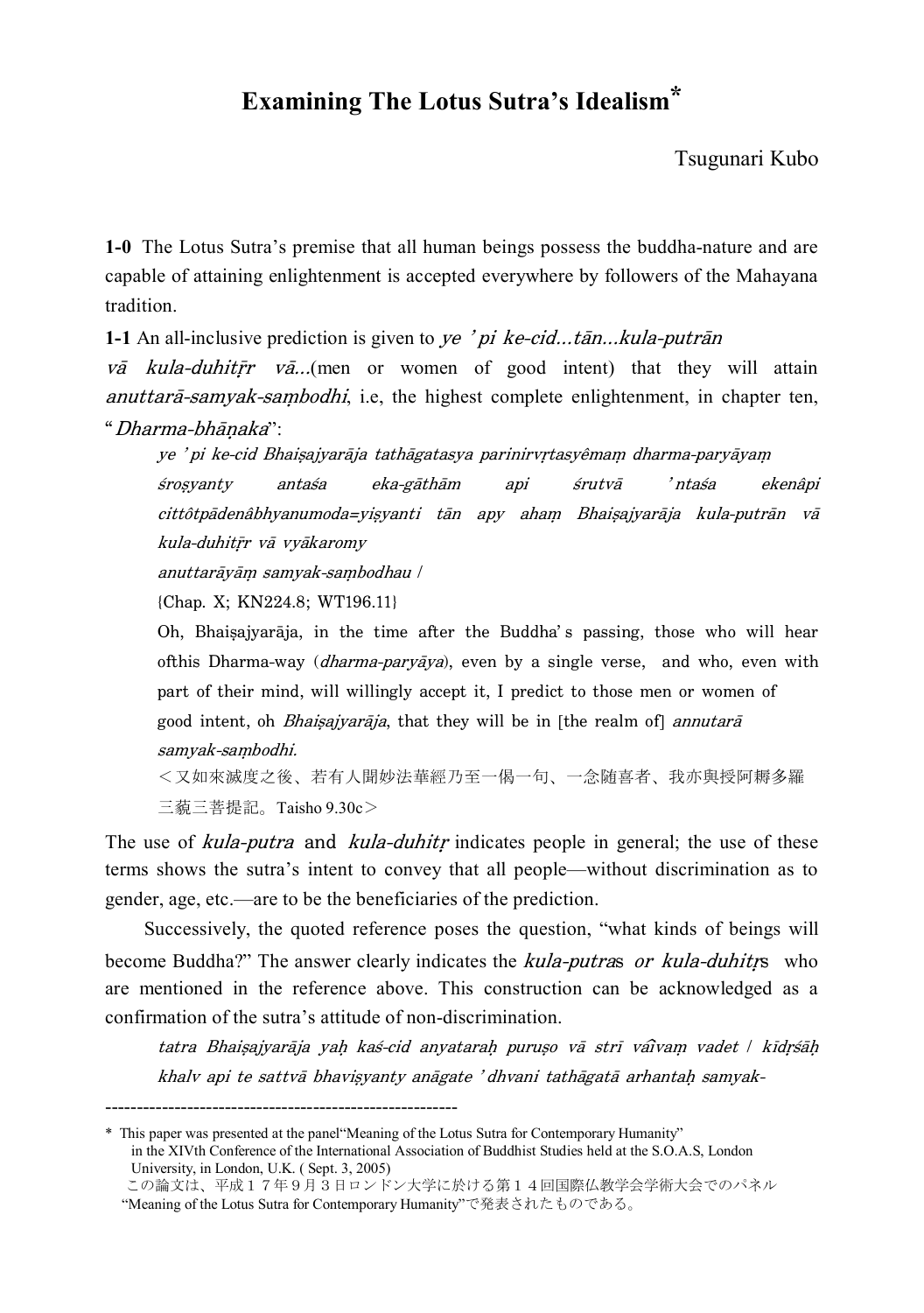# Examining The Lotus Sutra's Idealism*

Tsugunari Kubo

**1-0** The Lotus Sutra's premise that all human beings possess the buddha-nature and are capable of attaining enlightenment is accepted everywhere by followers of the Mahayana tradition.

**1-1** An all-inclusive prediction is given to *ye ' pi ke-cid...tān...kula-putrān vā kula-duhitṝr vā...*(men or women of good intent) that they will attain *anuttarā-samyak-saṃbodhi*, i.e, the highest complete enlightenment, in chapter ten, "*Dharma-bhāṇaka*":

> *ye ' pi ke-cid Bhaiṣajyarāja tathāgatasya parinirvṛtasyêmaṃ dharma-paryāyaṃ śroṣyanty antaśa eka-gāthām api śrutvā ' ntaśa ekenâpi cittôtpādenâbhyanumoda=yiṣyanti tān apy ahaṃ Bhaiṣajyarāja kula-putrān vā kula-duhitṝr vā vyākaromy*
>
> *anuttarāyāṃ samyak-saṃbodhau* /
>
> {Chap. X; KN224.8; WT196.11}
>
> Oh, Bhaiṣajyarāja, in the time after the Buddha's passing, those who will hear ofthis Dharma-way (*dharma-paryāya*), even by a single verse, and who, even with part of their mind, will willingly accept it, I predict to those men or women of good intent, oh *Bhaiṣajyarāja*, that they will be in [the realm of] *annutarā samyak-saṃbodhi.*
>
> ＜又如來滅度之後、若有人聞妙法華經乃至一偈一句、一念随喜者、我亦與授阿耨多羅三藐三菩提記。Taisho 9.30c＞

The use of *kula-putra* and *kula-duhitṛ* indicates people in general; the use of these terms shows the sutra's intent to convey that all people—without discrimination as to gender, age, etc.—are to be the beneficiaries of the prediction.

Successively, the quoted reference poses the question, "what kinds of beings will become Buddha?" The answer clearly indicates the *kula-putra*s *or kula-duhitṛ*s who are mentioned in the reference above. This construction can be acknowledged as a confirmation of the sutra's attitude of non-discrimination.

> *tatra Bhaiṣajyarāja yaḥ kaś-cid anyataraḥ puruṣo vā strī vâivaṃ vadet / kīdṛśāḥ khalv api te sattvā bhaviṣyanty anāgate ' dhvani tathāgatā arhantaḥ samyak-*

---

\* This paper was presented at the panel"Meaning of the Lotus Sutra for Contemporary Humanity" in the XIVth Conference of the International Association of Buddhist Studies held at the S.O.A.S, London University, in London, U.K. ( Sept. 3, 2005)

この論文は、平成１７年９月３日ロンドン大学に於ける第１４回国際仏教学会学術大会でのパネル "Meaning of the Lotus Sutra for Contemporary Humanity"で発表されたものである。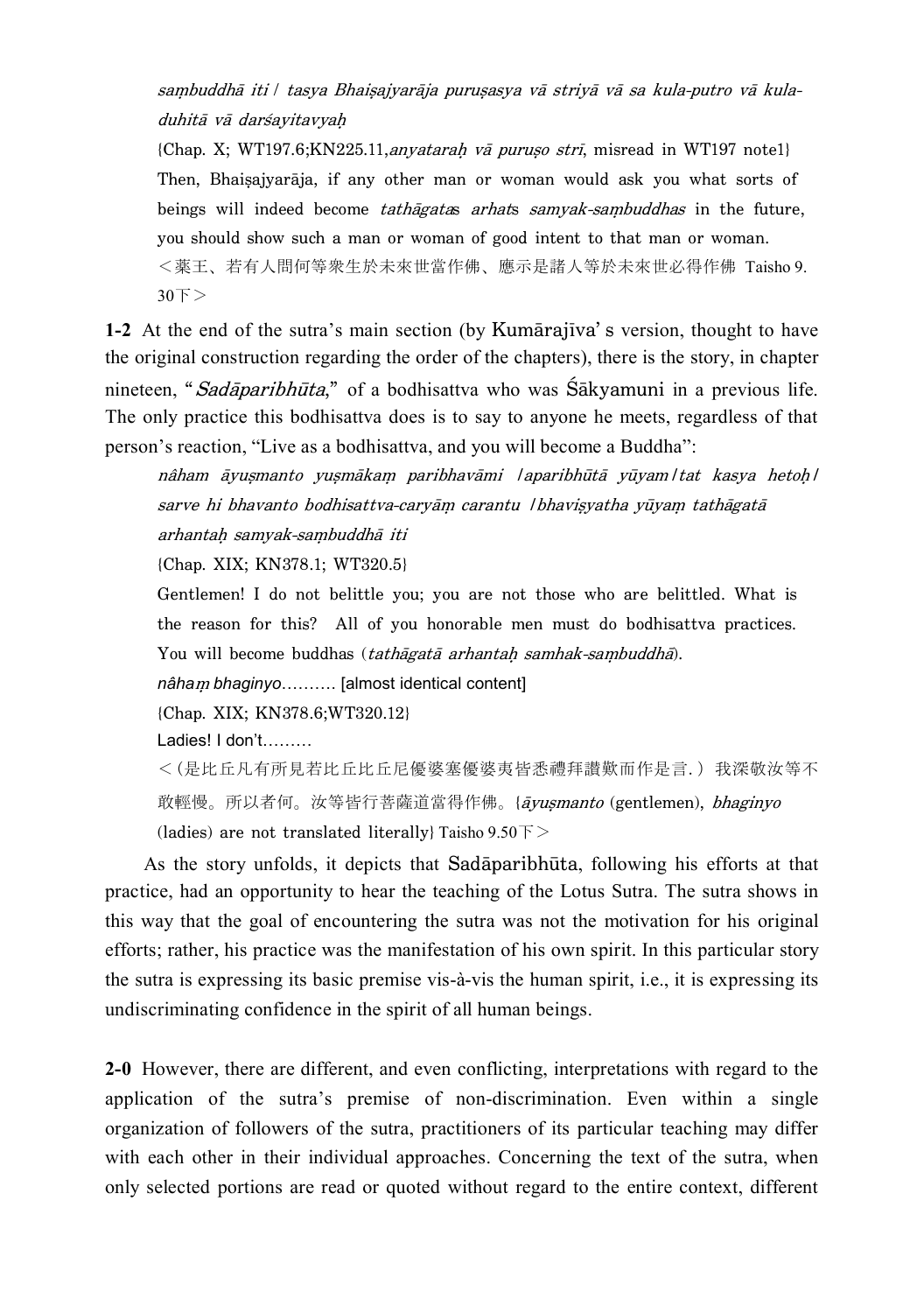*saṃbuddhā iti / tasya Bhaiṣajyarāja puruṣasya vā striyā vā sa kula-putro vā kula-duhitā vā darśayitavyaḥ*

{Chap. X; WT197.6;KN225.11,*anyataraḥ vā puruṣo strī*, misread in WT197 note1}

Then, Bhaiṣajyarāja, if any other man or woman would ask you what sorts of beings will indeed become *tathāgatas arhats samyak-saṃbuddhas* in the future, you should show such a man or woman of good intent to that man or woman.

＜薬王、若有人問何等衆生於未來世當作佛、應示是諸人等於未來世必得作佛 Taisho 9. 30下＞

**1-2** At the end of the sutra's main section (by Kumārajīva's version, thought to have the original construction regarding the order of the chapters), there is the story, in chapter nineteen, "*Sadāparibhūta*," of a bodhisattva who was Śākyamuni in a previous life. The only practice this bodhisattva does is to say to anyone he meets, regardless of that person's reaction, "Live as a bodhisattva, and you will become a Buddha":

*nâham āyuṣmanto yuṣmākaṃ paribhavāmi /aparibhūtā yūyam/tat kasya hetoḥ/ sarve hi bhavanto bodhisattva-caryāṃ carantu /bhaviṣyatha yūyaṃ tathāgatā arhantaḥ samyak-saṃbuddhā iti*

{Chap. XIX; KN378.1; WT320.5}

Gentlemen! I do not belittle you; you are not those who are belittled. What is the reason for this? All of you honorable men must do bodhisattva practices. You will become buddhas (*tathāgatā arhantaḥ samhak-saṃbuddhā*).

*nâhaṃ bhaginyo*………. [almost identical content]

{Chap. XIX; KN378.6;WT320.12}

Ladies! I don't………

＜(是比丘凡有所見若比丘比丘尼優婆塞優婆夷皆悉禮拜讚歎而作是言.) 我深敬汝等不敢輕慢。所以者何。汝等皆行菩薩道當得作佛。{*āyuṣmanto* (gentlemen), *bhaginyo* (ladies) are not translated literally} Taisho 9.50下＞

As the story unfolds, it depicts that Sadāparibhūta, following his efforts at that practice, had an opportunity to hear the teaching of the Lotus Sutra. The sutra shows in this way that the goal of encountering the sutra was not the motivation for his original efforts; rather, his practice was the manifestation of his own spirit. In this particular story the sutra is expressing its basic premise vis-à-vis the human spirit, i.e., it is expressing its undiscriminating confidence in the spirit of all human beings.

**2-0** However, there are different, and even conflicting, interpretations with regard to the application of the sutra's premise of non-discrimination. Even within a single organization of followers of the sutra, practitioners of its particular teaching may differ with each other in their individual approaches. Concerning the text of the sutra, when only selected portions are read or quoted without regard to the entire context, different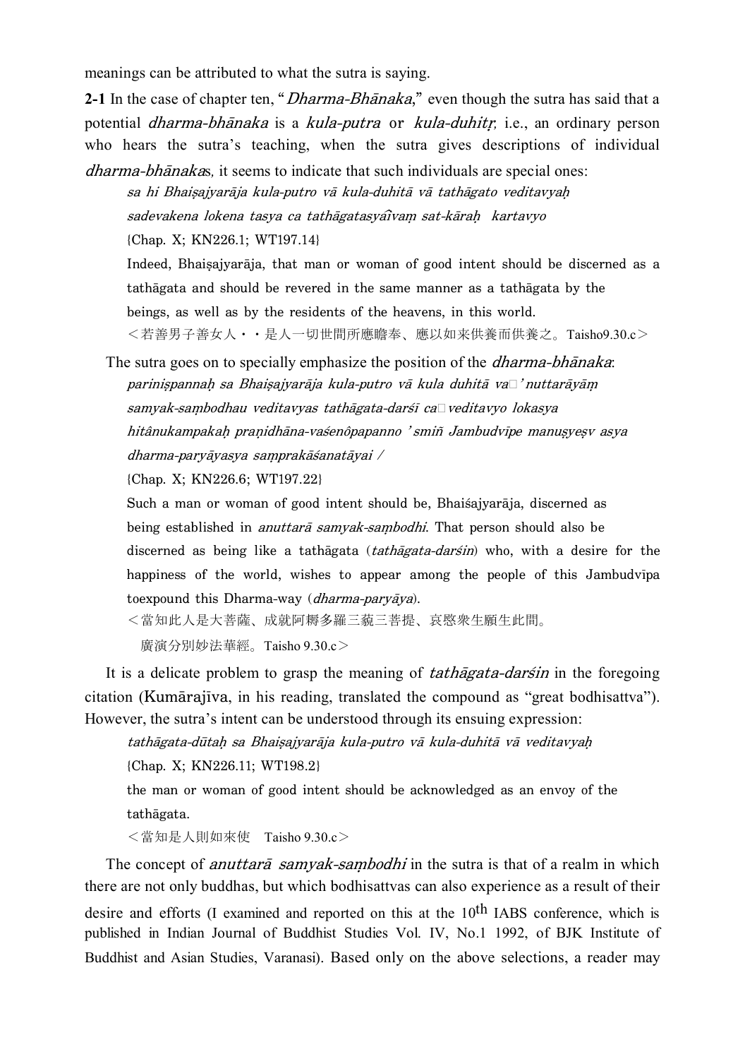meanings can be attributed to what the sutra is saying.

**2-1** In the case of chapter ten, "*Dharma-Bhānaka*," even though the sutra has said that a potential *dharma-bhānaka* is a *kula-putra* or *kula-duhitṛ*, i.e., an ordinary person who hears the sutra's teaching, when the sutra gives descriptions of individual *dharma-bhānaka*s, it seems to indicate that such individuals are special ones:

> *sa hi Bhaiṣajyarāja kula-putro vā kula-duhitā vā tathāgato veditavyaḥ sadevakena lokena tasya ca tathāgatasyâivaṃ sat-kāraḥ kartavyo*
>
> {Chap. X; KN226.1; WT197.14}
>
> Indeed, Bhaiṣajyarāja, that man or woman of good intent should be discerned as a tathāgata and should be revered in the same manner as a tathāgata by the beings, as well as by the residents of the heavens, in this world.
>
> ＜若善男子善女人・・是人一切世間所應瞻奉、應以如来供養而供養之。Taisho9.30.c＞

The sutra goes on to specially emphasize the position of the *dharma-bhānaka*:

> *pariniṣpannaḥ sa Bhaiṣajyarāja kula-putro vā kula duhitā va□' nuttarāyāṃ samyak-saṃbodhau veditavyas tathāgata-darśī ca□ veditavyo lokasya hitânukampakaḥ praṇidhāna-vaśenôpapanno 'smiñ Jambudvīpe manuṣyeṣv asya dharma-paryāyasya saṃprakāśanatāyai /*
>
> {Chap. X; KN226.6; WT197.22}
>
> Such a man or woman of good intent should be, Bhaiśajyarāja, discerned as being established in *anuttarā samyak-saṃbodhi*. That person should also be discerned as being like a tathāgata (*tathāgata-darśin*) who, with a desire for the happiness of the world, wishes to appear among the people of this Jambudvīpa toexpound this Dharma-way (*dharma-paryāya*).
>
> ＜當知此人是大菩薩、成就阿耨多羅三藐三菩提、哀愍衆生願生此間。
> 廣演分別妙法華經。Taisho 9.30.c＞

It is a delicate problem to grasp the meaning of *tathāgata-darśin* in the foregoing citation (Kumārajīva, in his reading, translated the compound as "great bodhisattva"). However, the sutra's intent can be understood through its ensuing expression:

> *tathāgata-dūtaḥ sa Bhaiṣajyarāja kula-putro vā kula-duhitā vā veditavyaḥ*
>
> {Chap. X; KN226.11; WT198.2}
>
> the man or woman of good intent should be acknowledged as an envoy of the tathāgata.
>
> ＜當知是人則如來使　Taisho 9.30.c＞

The concept of *anuttarā samyak-saṃbodhi* in the sutra is that of a realm in which there are not only buddhas, but which bodhisattvas can also experience as a result of their desire and efforts (I examined and reported on this at the 10th IABS conference, which is published in Indian Journal of Buddhist Studies Vol. IV, No.1 1992, of BJK Institute of Buddhist and Asian Studies, Varanasi). Based only on the above selections, a reader may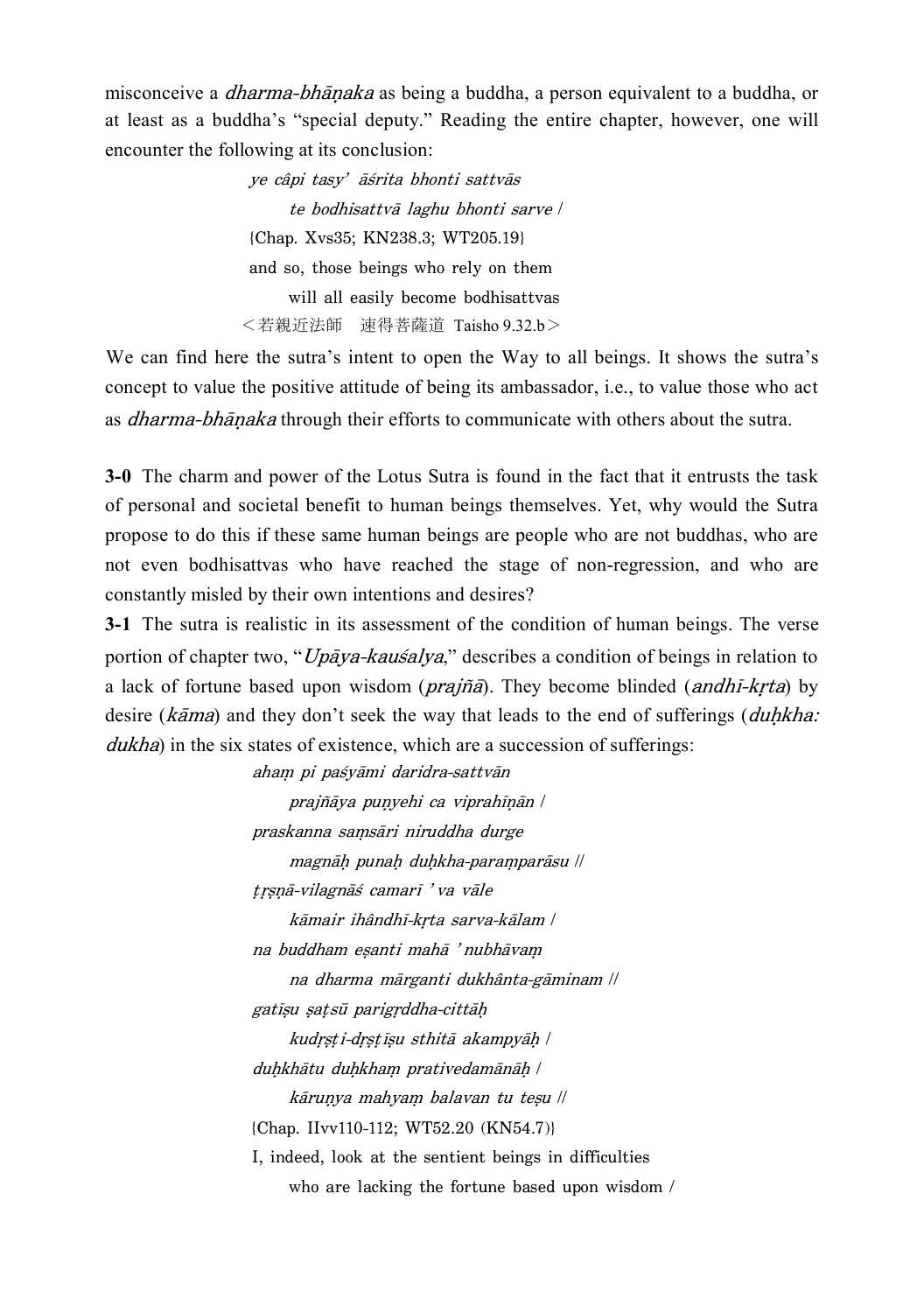misconceive a *dharma-bhāṇaka* as being a buddha, a person equivalent to a buddha, or at least as a buddha's "special deputy." Reading the entire chapter, however, one will encounter the following at its conclusion:

> *ye câpi tasy' āśrita bhonti sattvās*
> &nbsp;&nbsp;&nbsp;&nbsp;*te bodhisattvā laghu bhonti sarve* /
> {Chap. Xvs35; KN238.3; WT205.19}
> and so, those beings who rely on them
> &nbsp;&nbsp;&nbsp;&nbsp;will all easily become bodhisattvas
> ＜若親近法師　速得菩薩道 Taisho 9.32.b＞

We can find here the sutra's intent to open the Way to all beings. It shows the sutra's concept to value the positive attitude of being its ambassador, i.e., to value those who act as *dharma-bhāṇaka* through their efforts to communicate with others about the sutra.

**3-0** The charm and power of the Lotus Sutra is found in the fact that it entrusts the task of personal and societal benefit to human beings themselves. Yet, why would the Sutra propose to do this if these same human beings are people who are not buddhas, who are not even bodhisattvas who have reached the stage of non-regression, and who are constantly misled by their own intentions and desires?

**3-1** The sutra is realistic in its assessment of the condition of human beings. The verse portion of chapter two, "*Upāya-kauśalya*," describes a condition of beings in relation to a lack of fortune based upon wisdom (*prajñā*). They become blinded (*andhī-kṛta*) by desire (*kāma*) and they don't seek the way that leads to the end of sufferings (*duḥkha: dukha*) in the six states of existence, which are a succession of sufferings:

> *ahaṃ pi paśyāmi daridra-sattvān*
> &nbsp;&nbsp;&nbsp;&nbsp;*prajñāya puṇyehi ca viprahīṇān* /
> *praskanna saṃsāri niruddha durge*
> &nbsp;&nbsp;&nbsp;&nbsp;*magnāḥ punaḥ duḥkha-paraṃparāsu* //
> *tṛṣṇā-vilagnāś camarī ' va vāle*
> &nbsp;&nbsp;&nbsp;&nbsp;*kāmair ihândhī-kṛta sarva-kālam* /
> *na buddham eṣanti mahā ' nubhāvaṃ*
> &nbsp;&nbsp;&nbsp;&nbsp;*na dharma mārganti dukhânta-gāminam* //
> *gatīṣu ṣaṭsū parigṛddha-cittāḥ*
> &nbsp;&nbsp;&nbsp;&nbsp;*kudṛṣṭi-dṛṣṭīṣu sthitā akampyāḥ* /
> *duḥkhātu duḥkhaṃ prativedamānāḥ* /
> &nbsp;&nbsp;&nbsp;&nbsp;*kāruṇya mahyaṃ balavan tu teṣu* //
> {Chap. IIvv110-112; WT52.20 (KN54.7)}
> I, indeed, look at the sentient beings in difficulties
> &nbsp;&nbsp;&nbsp;&nbsp;who are lacking the fortune based upon wisdom /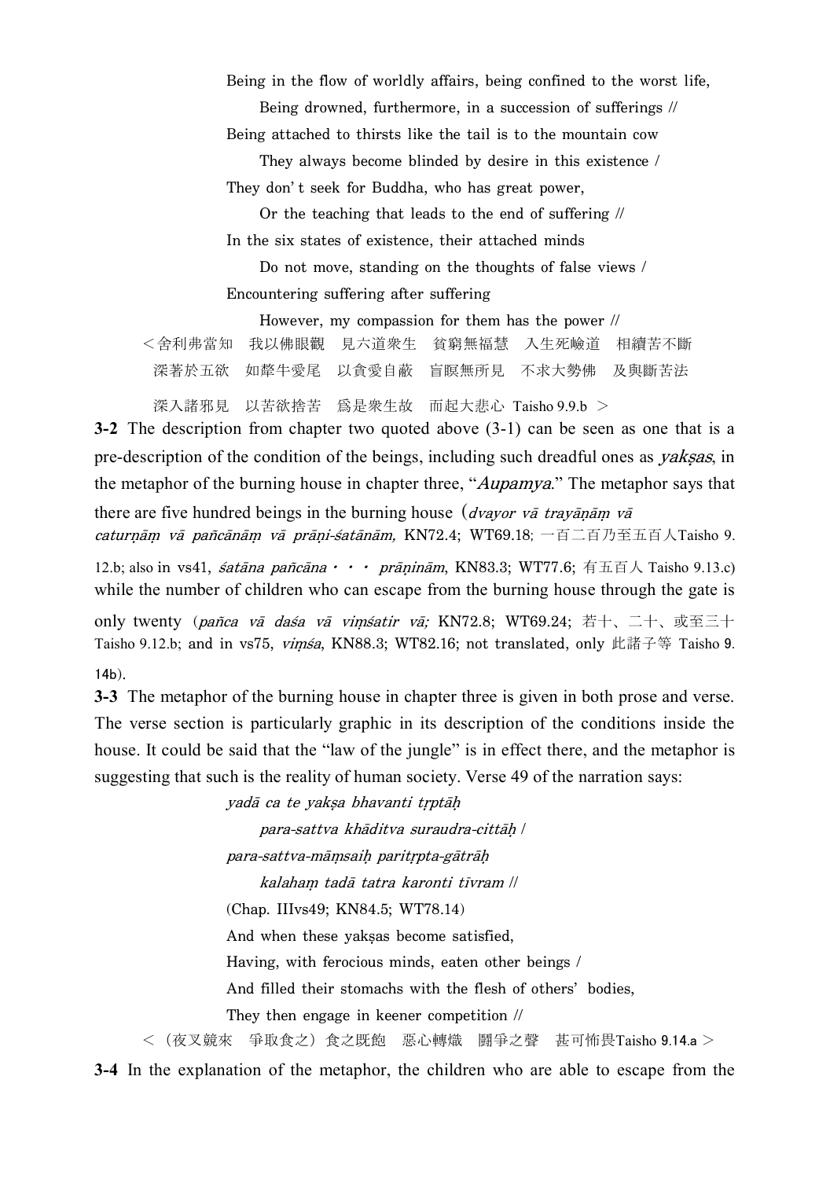Being in the flow of worldly affairs, being confined to the worst life,
　　Being drowned, furthermore, in a succession of sufferings //
Being attached to thirsts like the tail is to the mountain cow
　　They always become blinded by desire in this existence /
They don't seek for Buddha, who has great power,
　　Or the teaching that leads to the end of suffering //
In the six states of existence, their attached minds
　　Do not move, standing on the thoughts of false views /
Encountering suffering after suffering
　　However, my compassion for them has the power //

＜舍利弗當知　我以佛眼觀　見六道衆生　貧窮無福慧　入生死嶮道　相續苦不斷
深著於五欲　如犛牛愛尾　以貪愛自蔽　盲瞑無所見　不求大勢佛　及與斷苦法
深入諸邪見　以苦欲捨苦　爲是衆生故　而起大悲心　Taisho 9.9.b　＞

**3-2** The description from chapter two quoted above (3-1) can be seen as one that is a pre-description of the condition of the beings, including such dreadful ones as *yakṣas*, in the metaphor of the burning house in chapter three, "*Aupamya*." The metaphor says that there are five hundred beings in the burning house（*dvayor vā trayāṇāṃ vā caturṇāṃ vā pañcānāṃ vā prāṇi-śatānām,* KN72.4; WT69.18; 一百二百乃至五百人Taisho 9.12.b; also in vs41, *śatāna pañcāna・・・ prāṇinām*, KN83.3; WT77.6; 有五百人 Taisho 9.13.c) while the number of children who can escape from the burning house through the gate is only twenty（*pañca vā daśa vā viṃśatir vā;* KN72.8; WT69.24; 若十、二十、或至三十 Taisho 9.12.b; and in vs75, *viṃśa*, KN88.3; WT82.16; not translated, only 此諸子等 Taisho 9.14b).

**3-3** The metaphor of the burning house in chapter three is given in both prose and verse. The verse section is particularly graphic in its description of the conditions inside the house. It could be said that the "law of the jungle" is in effect there, and the metaphor is suggesting that such is the reality of human society. Verse 49 of the narration says:

*yadā ca te yakṣa bhavanti tṛptāḥ*
　　*para-sattva khāditva suraudra-cittāḥ* /
*para-sattva-māṃsaiḥ paritṛpta-gātrāḥ*
　　*kalahaṃ tadā tatra karonti tīvram* //
(Chap. IIIvs49; KN84.5; WT78.14)

And when these yakṣas become satisfied,
Having, with ferocious minds, eaten other beings /
And filled their stomachs with the flesh of others' bodies,
They then engage in keener competition //

＜（夜叉競來　爭取食之）食之既飽　惡心轉熾　鬪爭之聲　甚可怖畏Taisho 9.14.a ＞

**3-4** In the explanation of the metaphor, the children who are able to escape from the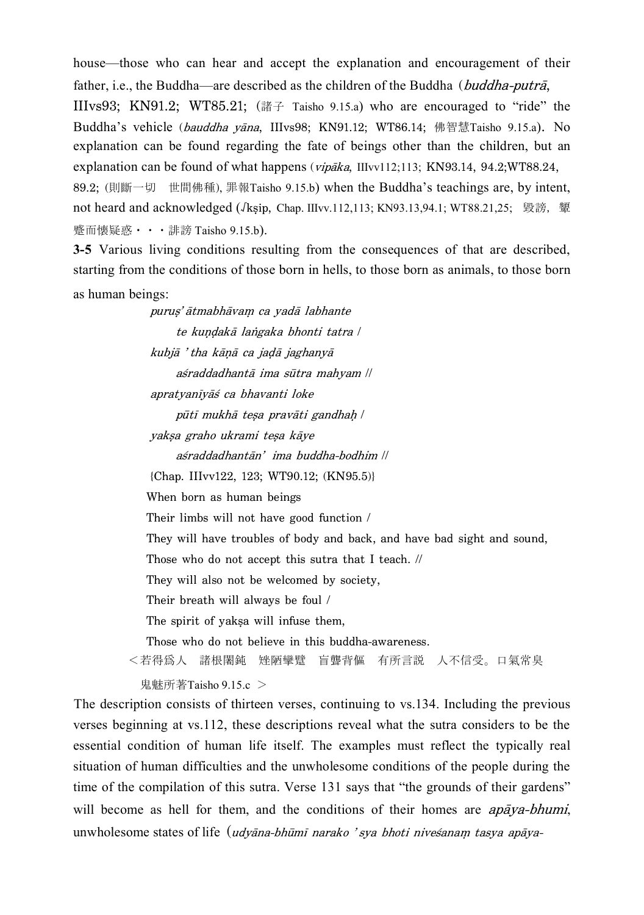house—those who can hear and accept the explanation and encouragement of their father, i.e., the Buddha—are described as the children of the Buddha（*buddha-putrā*, IIIvs93; KN91.2; WT85.21; (諸子 Taisho 9.15.a) who are encouraged to "ride" the Buddha's vehicle (*bauddha yāna*, IIIvs98; KN91.12; WT86.14; 佛智慧Taisho 9.15.a). No explanation can be found regarding the fate of beings other than the children, but an explanation can be found of what happens (*vipāka*, IIIvv112;113; KN93.14, 94.2;WT88.24, 89.2; (則斷一切　世間佛種), 罪報Taisho 9.15.b) when the Buddha's teachings are, by intent, not heard and acknowledged (√kṣip, Chap. IIIvv.112,113; KN93.13,94.1; WT88.21,25; 毀謗, 顰蹙而懐疑惑・・・誹謗 Taisho 9.15.b).

**3-5** Various living conditions resulting from the consequences of that are described, starting from the conditions of those born in hells, to those born as animals, to those born as human beings:

*puruṣ' ātmabhāvaṃ ca yadā labhante*
*te kuṇḍakā laṅgaka bhonti tatra* /
*kubjā ' tha kāṇā ca jaḍā jaghanyā*
*aśraddadhantā ima sūtra mahyam* //
*apratyanīyāś ca bhavanti loke*
*pūtī mukhā teṣa pravāti gandhaḥ* /
*yakṣa graho ukrami teṣa kāye*
*aśraddadhantān' ima buddha-bodhim* //
{Chap. IIIvv122, 123; WT90.12; (KN95.5)}

When born as human beings
Their limbs will not have good function /
They will have troubles of body and back, and have bad sight and sound,
Those who do not accept this sutra that I teach. //
They will also not be welcomed by society,
Their breath will always be foul /
The spirit of yakṣa will infuse them,
Those who do not believe in this buddha-awareness.

＜若得爲人　諸根闇鈍　矬陋攣躄　盲聾背傴　有所言説　人不信受。口氣常臭　鬼魅所著Taisho 9.15.c ＞

The description consists of thirteen verses, continuing to vs.134. Including the previous verses beginning at vs.112, these descriptions reveal what the sutra considers to be the essential condition of human life itself. The examples must reflect the typically real situation of human difficulties and the unwholesome conditions of the people during the time of the compilation of this sutra. Verse 131 says that "the grounds of their gardens" will become as hell for them, and the conditions of their homes are *apāya-bhumi*, unwholesome states of life (*udyāna-bhūmī narako ' sya bhoti niveśanaṃ tasya apāya-*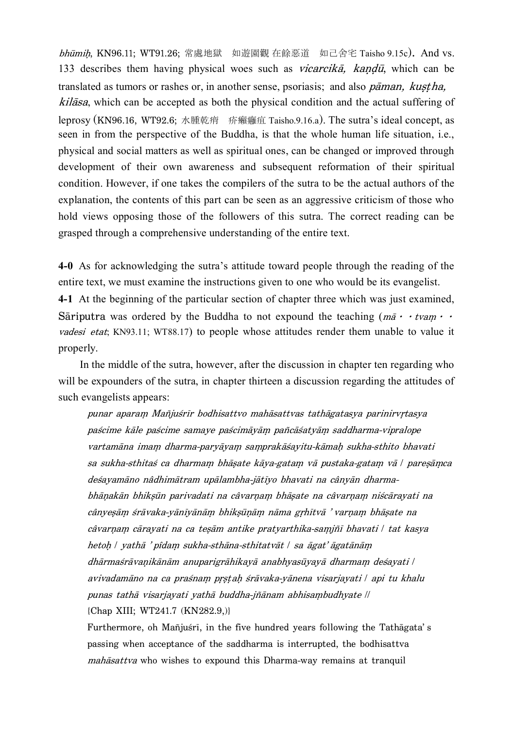*bhūmiḥ*, KN96.11; WT91.26; 常處地獄　如遊園觀 在餘惡道　如己舍宅 Taisho 9.15c). And vs. 133 describes them having physical woes such as *vicarcikā, kaṇḍū*, which can be translated as tumors or rashes or, in another sense, psoriasis; and also *pāman, kuṣṭha, kilāsa*, which can be accepted as both the physical condition and the actual suffering of leprosy (KN96.16, WT92.6; 水腫乾痟　疥癩癰疽 Taisho.9.16.a). The sutra's ideal concept, as seen in from the perspective of the Buddha, is that the whole human life situation, i.e., physical and social matters as well as spiritual ones, can be changed or improved through development of their own awareness and subsequent reformation of their spiritual condition. However, if one takes the compilers of the sutra to be the actual authors of the explanation, the contents of this part can be seen as an aggressive criticism of those who hold views opposing those of the followers of this sutra. The correct reading can be grasped through a comprehensive understanding of the entire text.

**4-0** As for acknowledging the sutra's attitude toward people through the reading of the entire text, we must examine the instructions given to one who would be its evangelist.

**4-1** At the beginning of the particular section of chapter three which was just examined, Sāriputra was ordered by the Buddha to not expound the teaching (*mā・・tvaṃ・・vadesi etat*; KN93.11; WT88.17) to people whose attitudes render them unable to value it properly.

In the middle of the sutra, however, after the discussion in chapter ten regarding who will be expounders of the sutra, in chapter thirteen a discussion regarding the attitudes of such evangelists appears:

> *punar aparaṃ Mañjuśrīr bodhisattvo mahāsattvas tathāgatasya parinirvṛtasya paścime kāle paścime samaye paścimāyāṃ pañcāśatyāṃ saddharma-vipralope vartamāna imaṃ dharma-paryāyaṃ saṃprakāśayitu-kāmaḥ sukha-sthito bhavati sa sukha-sthitaś ca dharmaṃ bhāṣate kāya-gataṃ vā pustaka-gataṃ vā / pareṣāṃca deśayamāno nâdhimātram upālambha-jātīyo bhavati na cânyān dharma-bhāṇakān bhikṣūn parivadati na câvarṇaṃ bhāṣate na câvarṇaṃ niścārayati na cânyeṣāṃ śrāvaka-yānīyānāṃ bhikṣūṇāṃ nāma gṛhītvā ' varṇaṃ bhāṣate na câvarṇaṃ cārayati na ca teṣām antike pratyarthika-saṃjñī bhavati / tat kasya hetoḥ / yathā ' pîdaṃ sukha-sthāna-sthitatvāt / sa āgat' āgatānāṃ dhārmaśrāvaṇikānām anuparigrāhikayā anabhyasūyayā dharmaṃ deśayati / avivadamāno na ca praśnaṃ pṛṣṭaḥ śrāvaka-yānena visarjayati / api tu khalu punas tathā visarjayati yathā buddha-jñānam abhisaṃbudhyate //*
> {Chap XIII; WT241.7 (KN282.9,)}
>
> Furthermore, oh Mañjuśrī, in the five hundred years following the Tathāgata's passing when acceptance of the saddharma is interrupted, the bodhisattva *mahāsattva* who wishes to expound this Dharma-way remains at tranquil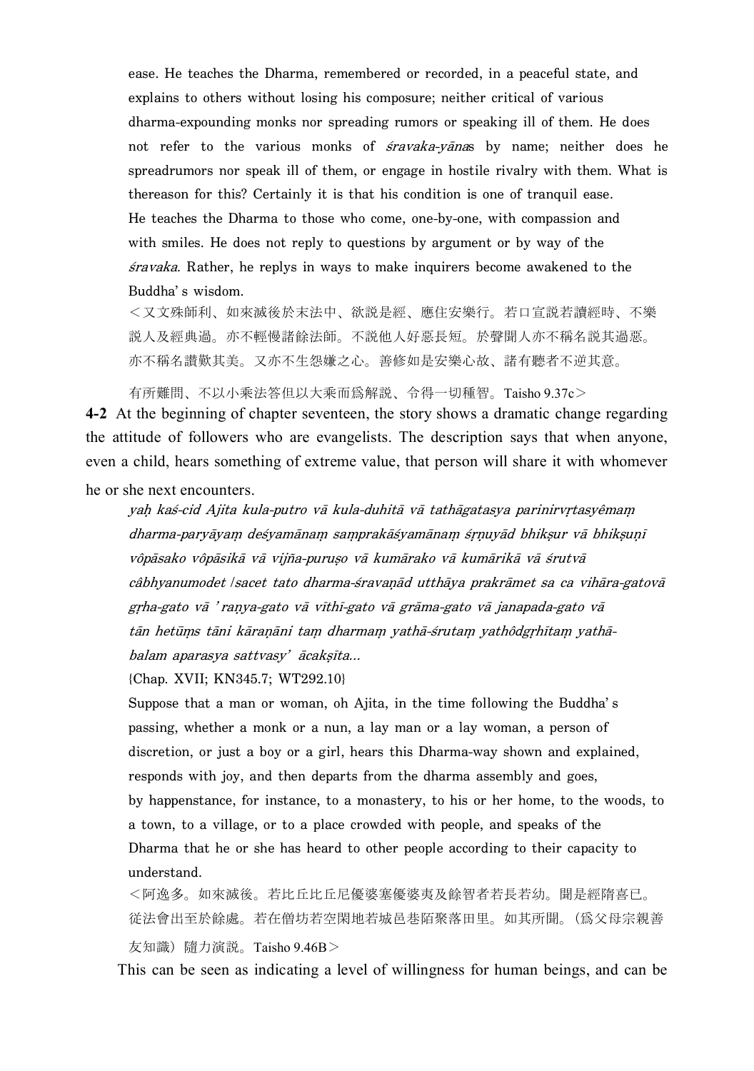ease. He teaches the Dharma, remembered or recorded, in a peaceful state, and explains to others without losing his composure; neither critical of various dharma-expounding monks nor spreading rumors or speaking ill of them. He does not refer to the various monks of *śravaka-yāna*s by name; neither does he spreadrumors nor speak ill of them, or engage in hostile rivalry with them. What is thereason for this? Certainly it is that his condition is one of tranquil ease. He teaches the Dharma to those who come, one-by-one, with compassion and with smiles. He does not reply to questions by argument or by way of the *śravaka*. Rather, he replys in ways to make inquirers become awakened to the Buddha' s wisdom.

＜又文殊師利、如來滅後於末法中、欲説是經、應住安樂行。若口宣說若讀經時、不樂說人及經典過。亦不輕慢諸餘法師。不說他人好惡長短。於聲聞人亦不稱名說其過惡。亦不稱名讚歎其美。又亦不生怨嫌之心。善修如是安樂心故、諸有聽者不逆其意。

有所難問、不以小乘法答但以大乘而爲解說、令得一切種智。Taisho 9.37c＞

**4-2** At the beginning of chapter seventeen, the story shows a dramatic change regarding the attitude of followers who are evangelists. The description says that when anyone, even a child, hears something of extreme value, that person will share it with whomever he or she next encounters.

*yaḥ kaś-cid Ajita kula-putro vā kula-duhitā vā tathāgatasya parinirvṛtasyêmaṃ dharma-paryāyaṃ deśyamānaṃ saṃprakāśyamānaṃ śṛṇuyād bhikṣur vā bhikṣuṇī vôpāsako vôpāsikā vā vijña-puruṣo vā kumārako vā kumārikā vā śrutvā câbhyanumodet /sacet tato dharma-śravaṇād utthāya prakrāmet sa ca vihāra-gatovā gṛha-gato vā ' raṇya-gato vā vīthī-gato vā grāma-gato vā janapada-gato vā tān hetūṃs tāni kāraṇāni taṃ dharmaṃ yathā-śrutaṃ yathôdgṛhītaṃ yathā-balam aparasya sattvasy' ācakṣīta...*

{Chap. XVII; KN345.7; WT292.10}

Suppose that a man or woman, oh Ajita, in the time following the Buddha' s passing, whether a monk or a nun, a lay man or a lay woman, a person of discretion, or just a boy or a girl, hears this Dharma-way shown and explained, responds with joy, and then departs from the dharma assembly and goes, by happenstance, for instance, to a monastery, to his or her home, to the woods, to a town, to a village, or to a place crowded with people, and speaks of the Dharma that he or she has heard to other people according to their capacity to understand.

＜阿逸多。如來滅後。若比丘比丘尼優婆塞優婆夷及餘智者若長若幼。聞是經隋喜已。從法會出至於餘處。若在僧坊若空閑地若城邑巷陌聚落田里。如其所聞。（爲父母宗親善友知識）隨力演說。Taisho 9.46B＞

This can be seen as indicating a level of willingness for human beings, and can be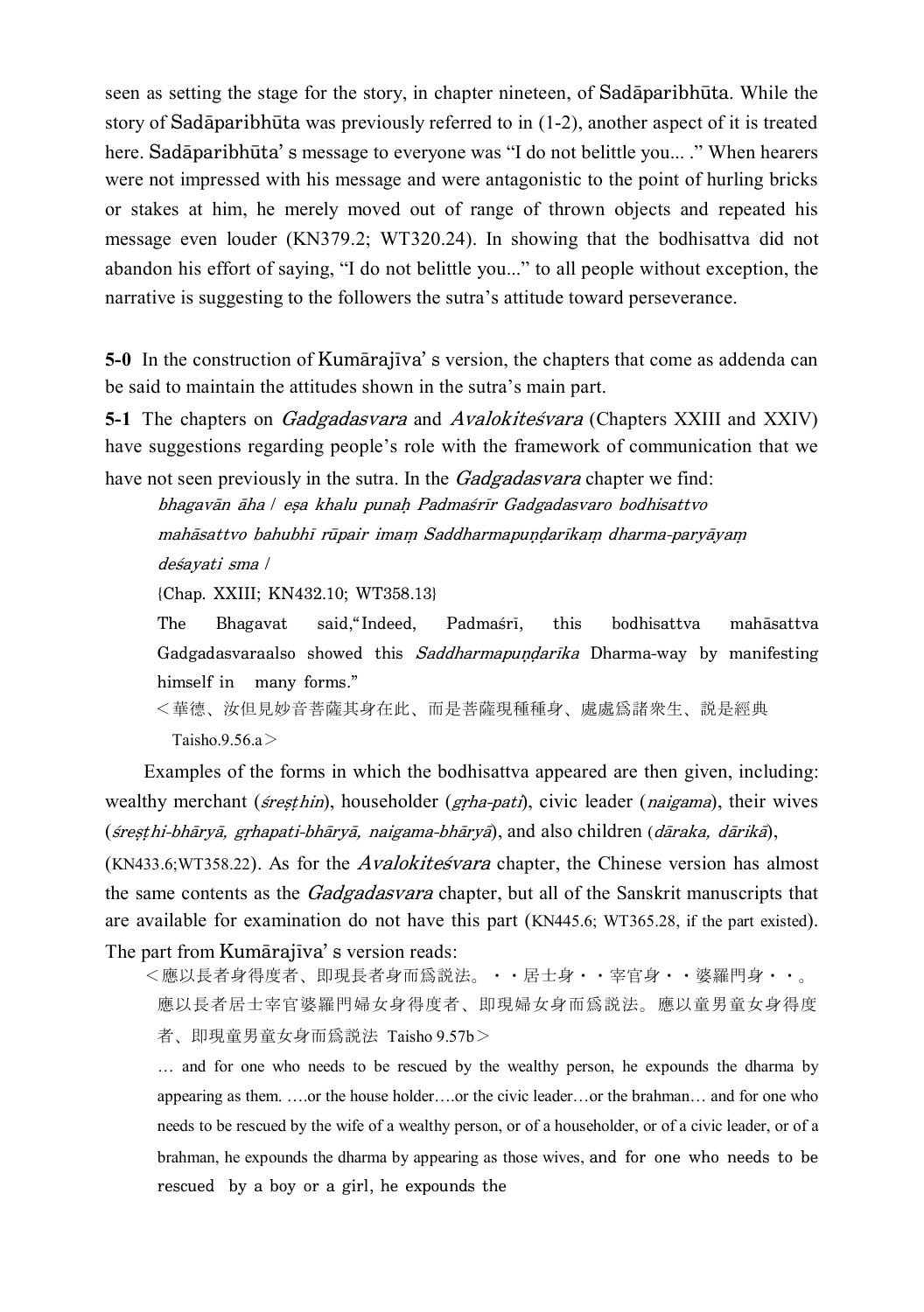seen as setting the stage for the story, in chapter nineteen, of Sadāparibhūta. While the story of Sadāparibhūta was previously referred to in (1-2), another aspect of it is treated here. Sadāparibhūta' s message to everyone was "I do not belittle you... ." When hearers were not impressed with his message and were antagonistic to the point of hurling bricks or stakes at him, he merely moved out of range of thrown objects and repeated his message even louder (KN379.2; WT320.24). In showing that the bodhisattva did not abandon his effort of saying, "I do not belittle you..." to all people without exception, the narrative is suggesting to the followers the sutra's attitude toward perseverance.

**5-0** In the construction of Kumārajīva' s version, the chapters that come as addenda can be said to maintain the attitudes shown in the sutra's main part.

**5-1** The chapters on *Gadgadasvara* and *Avalokiteśvara* (Chapters XXIII and XXIV) have suggestions regarding people's role with the framework of communication that we have not seen previously in the sutra. In the *Gadgadasvara* chapter we find:

> *bhagavān āha / eṣa khalu punaḥ Padmaśrīr Gadgadasvaro bodhisattvo mahāsattvo bahubhī rūpair imaṃ Saddharmapuṇḍarīkaṃ dharma-paryāyaṃ deśayati sma /*
>
> {Chap. XXIII; KN432.10; WT358.13}
>
> The Bhagavat said,"Indeed, Padmaśrī, this bodhisattva mahāsattva Gadgadasvaraalso showed this *Saddharmapuṇḍarīka* Dharma-way by manifesting himself in many forms."
>
> <華德、汝但見妙音菩薩其身在此、而是菩薩現種種身、處處爲諸衆生、説是經典 Taisho.9.56.a>

Examples of the forms in which the bodhisattva appeared are then given, including: wealthy merchant (*śreṣṭhin*), householder (*gṛha-pati*), civic leader (*naigama*), their wives (*śreṣṭhi-bhāryā, gṛhapati-bhāryā, naigama-bhāryā*), and also children (*dāraka, dārikā*), (KN433.6;WT358.22). As for the *Avalokiteśvara* chapter, the Chinese version has almost the same contents as the *Gadgadasvara* chapter, but all of the Sanskrit manuscripts that are available for examination do not have this part (KN445.6; WT365.28, if the part existed). The part from Kumārajīva' s version reads:

> <應以長者身得度者、即現長者身而爲説法。・・居士身・・宰官身・・婆羅門身・・。應以長者居士宰官婆羅門婦女身得度者、即現婦女身而爲説法。應以童男童女身得度者、即現童男童女身而爲説法 Taisho 9.57b>
>
> … and for one who needs to be rescued by the wealthy person, he expounds the dharma by appearing as them. ….or the house holder….or the civic leader…or the brahman… and for one who needs to be rescued by the wife of a wealthy person, or of a householder, or of a civic leader, or of a brahman, he expounds the dharma by appearing as those wives, and for one who needs to be rescued by a boy or a girl, he expounds the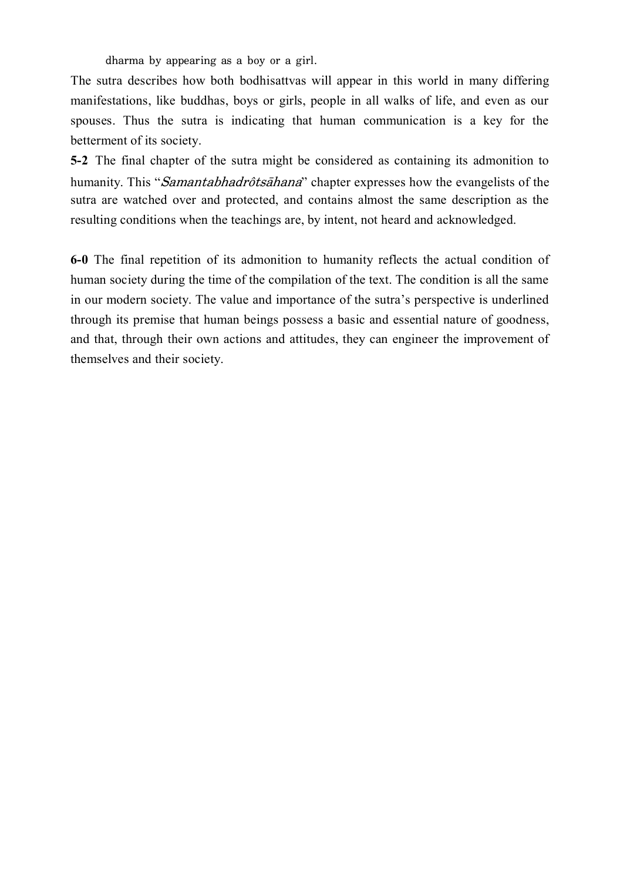dharma by appearing as a boy or a girl.

The sutra describes how both bodhisattvas will appear in this world in many differing manifestations, like buddhas, boys or girls, people in all walks of life, and even as our spouses. Thus the sutra is indicating that human communication is a key for the betterment of its society.

**5-2** The final chapter of the sutra might be considered as containing its admonition to humanity. This "*Samantabhadrôtsāhana*" chapter expresses how the evangelists of the sutra are watched over and protected, and contains almost the same description as the resulting conditions when the teachings are, by intent, not heard and acknowledged.

**6-0** The final repetition of its admonition to humanity reflects the actual condition of human society during the time of the compilation of the text. The condition is all the same in our modern society. The value and importance of the sutra's perspective is underlined through its premise that human beings possess a basic and essential nature of goodness, and that, through their own actions and attitudes, they can engineer the improvement of themselves and their society.